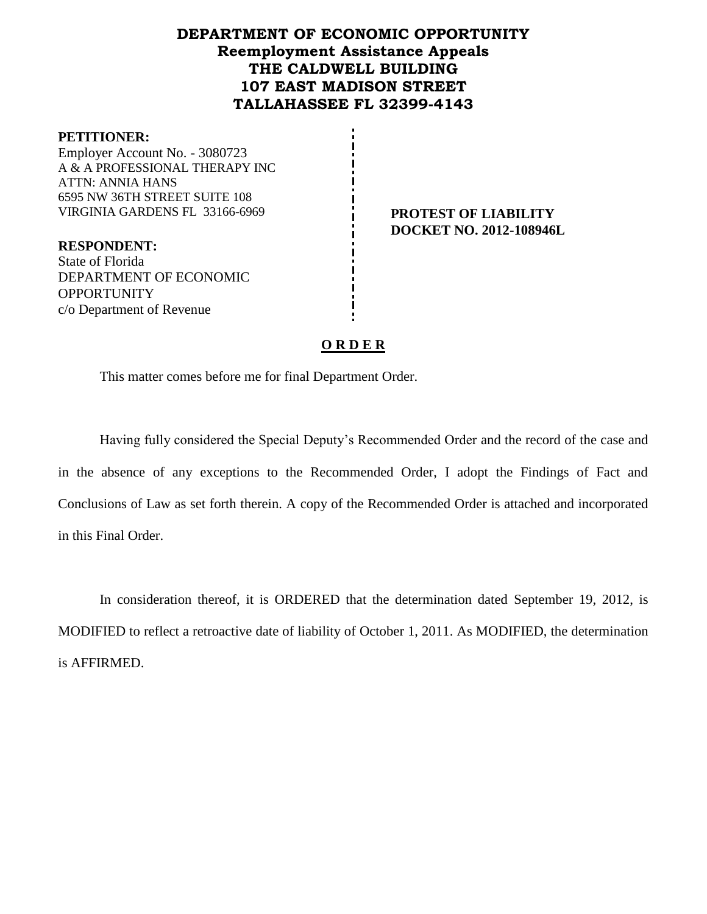# DEPARTMENT OF ECONOMIC OPPORTUNITY
## Reemployment Assistance Appeals
## THE CALDWELL BUILDING
## 107 EAST MADISON STREET
## TALLAHASSEE FL 32399-4143

**PETITIONER:**
Employer Account No. - 3080723
A & A PROFESSIONAL THERAPY INC
ATTN: ANNIA HANS
6595 NW 36TH STREET SUITE 108
VIRGINIA GARDENS FL 33166-6969

**PROTEST OF LIABILITY**
**DOCKET NO. 2012-108946L**

**RESPONDENT:**
State of Florida
DEPARTMENT OF ECONOMIC OPPORTUNITY
c/o Department of Revenue

**O R D E R**

This matter comes before me for final Department Order.

Having fully considered the Special Deputy's Recommended Order and the record of the case and in the absence of any exceptions to the Recommended Order, I adopt the Findings of Fact and Conclusions of Law as set forth therein. A copy of the Recommended Order is attached and incorporated in this Final Order.

In consideration thereof, it is ORDERED that the determination dated September 19, 2012, is MODIFIED to reflect a retroactive date of liability of October 1, 2011. As MODIFIED, the determination is AFFIRMED.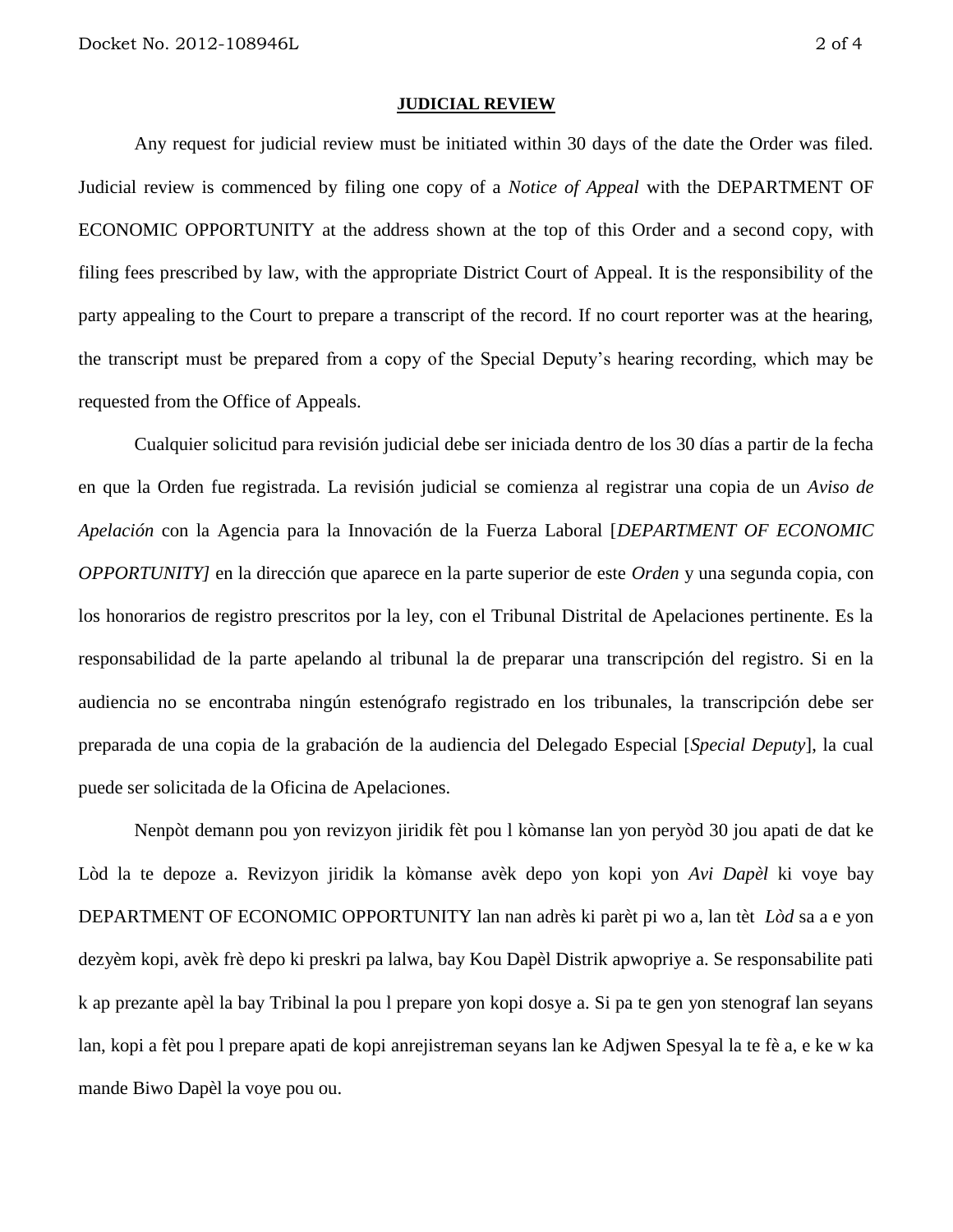## **JUDICIAL REVIEW**

Any request for judicial review must be initiated within 30 days of the date the Order was filed. Judicial review is commenced by filing one copy of a *Notice of Appeal* with the DEPARTMENT OF ECONOMIC OPPORTUNITY at the address shown at the top of this Order and a second copy, with filing fees prescribed by law, with the appropriate District Court of Appeal. It is the responsibility of the party appealing to the Court to prepare a transcript of the record. If no court reporter was at the hearing, the transcript must be prepared from a copy of the Special Deputy's hearing recording, which may be requested from the Office of Appeals.

Cualquier solicitud para revisión judicial debe ser iniciada dentro de los 30 días a partir de la fecha en que la Orden fue registrada. La revisión judicial se comienza al registrar una copia de un *Aviso de Apelación* con la Agencia para la Innovación de la Fuerza Laboral [*DEPARTMENT OF ECONOMIC OPPORTUNITY]* en la dirección que aparece en la parte superior de este *Orden* y una segunda copia, con los honorarios de registro prescritos por la ley, con el Tribunal Distrital de Apelaciones pertinente. Es la responsabilidad de la parte apelando al tribunal la de preparar una transcripción del registro. Si en la audiencia no se encontraba ningún estenógrafo registrado en los tribunales, la transcripción debe ser preparada de una copia de la grabación de la audiencia del Delegado Especial [*Special Deputy*], la cual puede ser solicitada de la Oficina de Apelaciones.

Nenpòt demann pou yon revizyon jiridik fèt pou l kòmanse lan yon peryòd 30 jou apati de dat ke Lòd la te depoze a. Revizyon jiridik la kòmanse avèk depo yon kopi yon *Avi Dapèl* ki voye bay DEPARTMENT OF ECONOMIC OPPORTUNITY lan nan adrès ki parèt pi wo a, lan tèt *Lòd* sa a e yon dezyèm kopi, avèk frè depo ki preskri pa lalwa, bay Kou Dapèl Distrik apwopriye a. Se responsabilite pati k ap prezante apèl la bay Tribinal la pou l prepare yon kopi dosye a. Si pa te gen yon stenograf lan seyans lan, kopi a fèt pou l prepare apati de kopi anrejistreman seyans lan ke Adjwen Spesyal la te fè a, e ke w ka mande Biwo Dapèl la voye pou ou.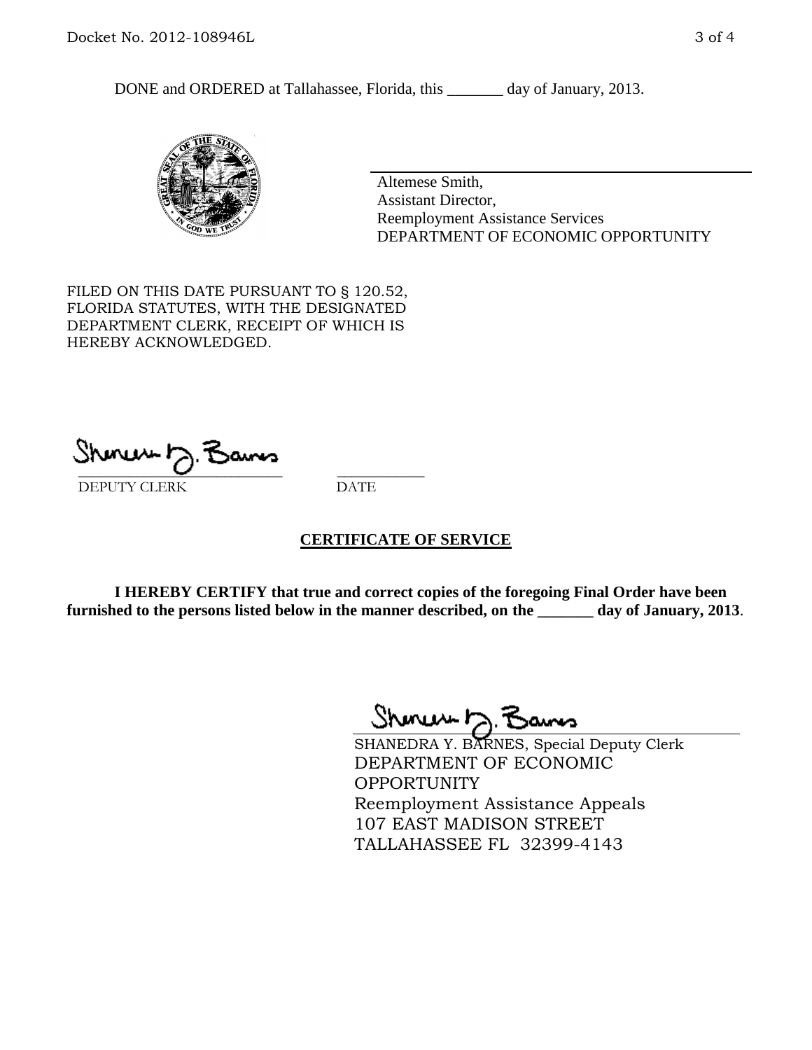DONE and ORDERED at Tallahassee, Florida, this _______ day of January, 2013.

Altemese Smith,
Assistant Director,
Reemployment Assistance Services
DEPARTMENT OF ECONOMIC OPPORTUNITY

FILED ON THIS DATE PURSUANT TO § 120.52, FLORIDA STATUTES, WITH THE DESIGNATED DEPARTMENT CLERK, RECEIPT OF WHICH IS HEREBY ACKNOWLEDGED.

___________________________ ___________
DEPUTY CLERK DATE

## CERTIFICATE OF SERVICE

**I HEREBY CERTIFY that true and correct copies of the foregoing Final Order have been furnished to the persons listed below in the manner described, on the _______ day of January, 2013.**

SHANEDRA Y. BARNES, Special Deputy Clerk
DEPARTMENT OF ECONOMIC OPPORTUNITY
Reemployment Assistance Appeals
107 EAST MADISON STREET
TALLAHASSEE FL 32399-4143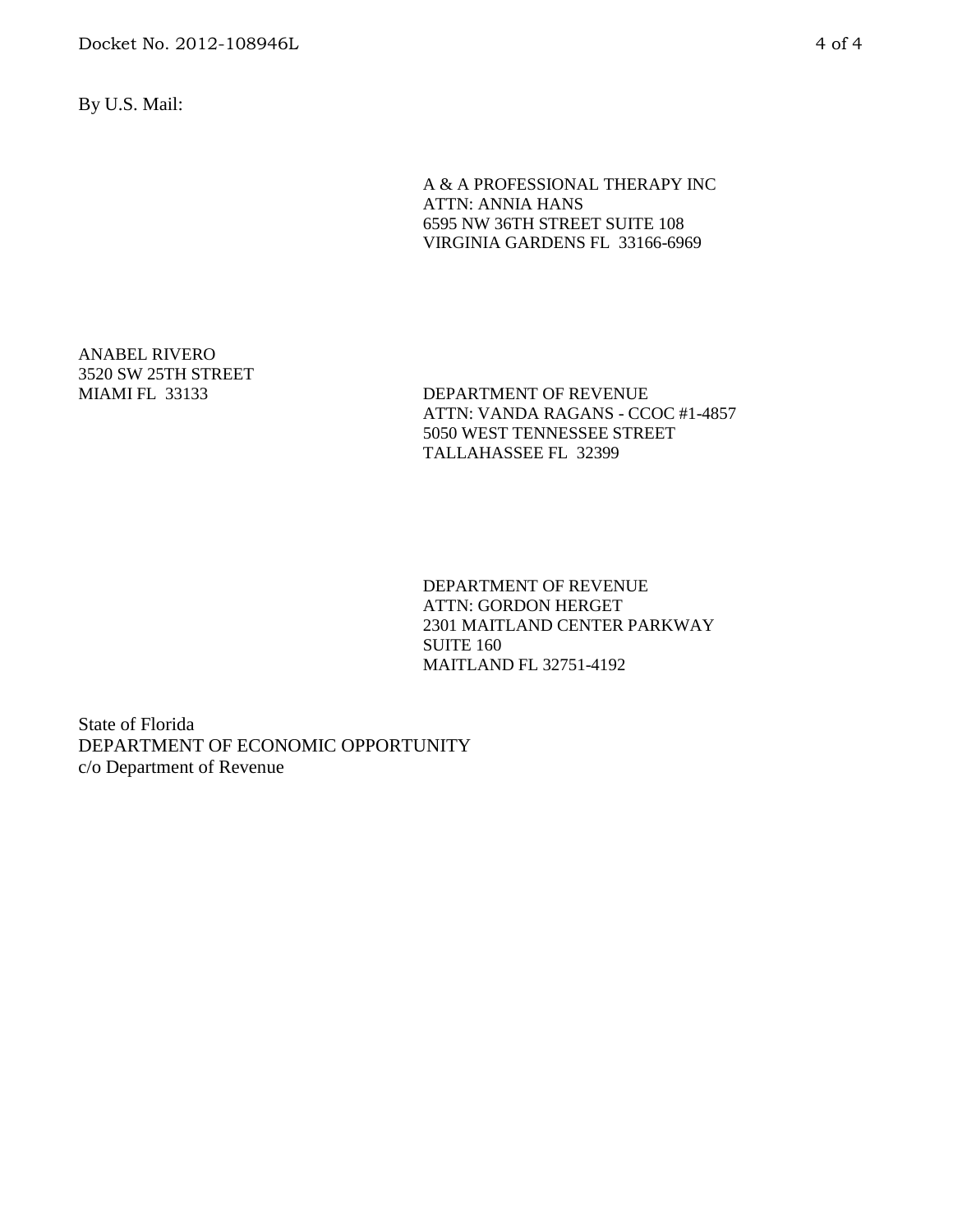By U.S. Mail:

A & A PROFESSIONAL THERAPY INC
ATTN: ANNIA HANS
6595 NW 36TH STREET SUITE 108
VIRGINIA GARDENS FL 33166-6969

ANABEL RIVERO
3520 SW 25TH STREET
MIAMI FL 33133

DEPARTMENT OF REVENUE
ATTN: VANDA RAGANS - CCOC #1-4857
5050 WEST TENNESSEE STREET
TALLAHASSEE FL 32399

DEPARTMENT OF REVENUE
ATTN: GORDON HERGET
2301 MAITLAND CENTER PARKWAY
SUITE 160
MAITLAND FL 32751-4192

State of Florida
DEPARTMENT OF ECONOMIC OPPORTUNITY
c/o Department of Revenue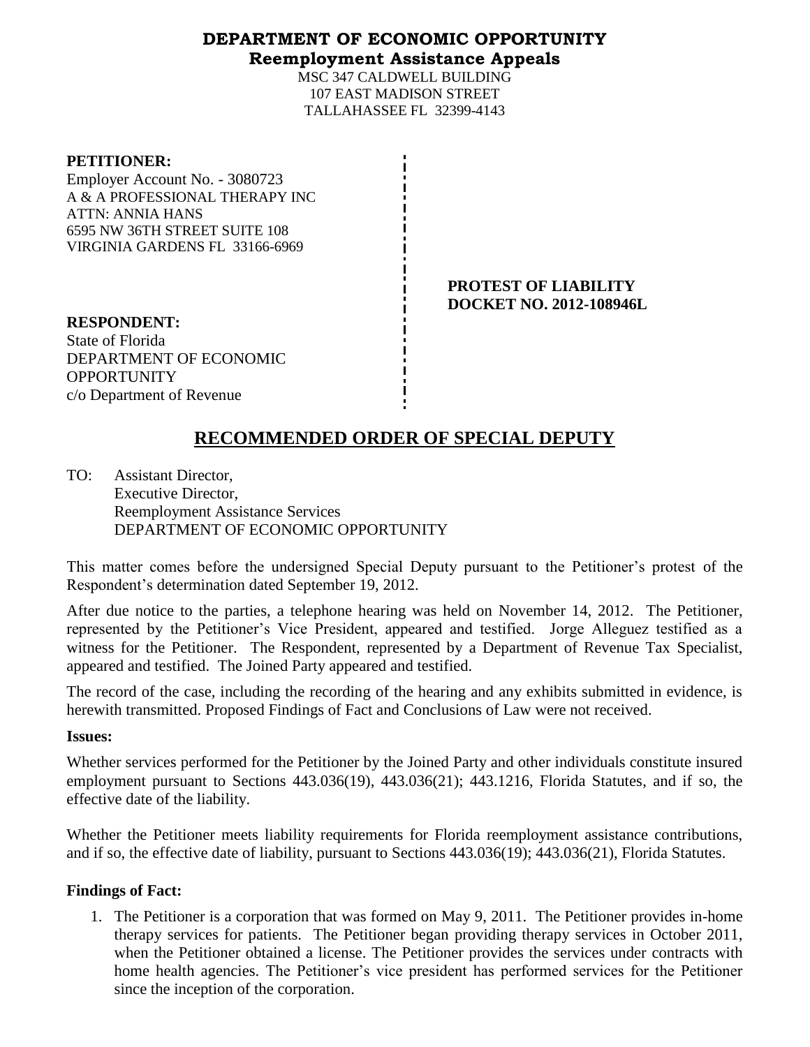# DEPARTMENT OF ECONOMIC OPPORTUNITY
## Reemployment Assistance Appeals

MSC 347 CALDWELL BUILDING
107 EAST MADISON STREET
TALLAHASSEE FL 32399-4143

**PETITIONER:**
Employer Account No. - 3080723
A & A PROFESSIONAL THERAPY INC
ATTN: ANNIA HANS
6595 NW 36TH STREET SUITE 108
VIRGINIA GARDENS FL 33166-6969

**PROTEST OF LIABILITY**
**DOCKET NO. 2012-108946L**

**RESPONDENT:**
State of Florida
DEPARTMENT OF ECONOMIC OPPORTUNITY
c/o Department of Revenue

## RECOMMENDED ORDER OF SPECIAL DEPUTY

TO: Assistant Director,
Executive Director,
Reemployment Assistance Services
DEPARTMENT OF ECONOMIC OPPORTUNITY

This matter comes before the undersigned Special Deputy pursuant to the Petitioner's protest of the Respondent's determination dated September 19, 2012.

After due notice to the parties, a telephone hearing was held on November 14, 2012. The Petitioner, represented by the Petitioner's Vice President, appeared and testified. Jorge Alleguez testified as a witness for the Petitioner. The Respondent, represented by a Department of Revenue Tax Specialist, appeared and testified. The Joined Party appeared and testified.

The record of the case, including the recording of the hearing and any exhibits submitted in evidence, is herewith transmitted. Proposed Findings of Fact and Conclusions of Law were not received.

**Issues:**

Whether services performed for the Petitioner by the Joined Party and other individuals constitute insured employment pursuant to Sections 443.036(19), 443.036(21); 443.1216, Florida Statutes, and if so, the effective date of the liability.

Whether the Petitioner meets liability requirements for Florida reemployment assistance contributions, and if so, the effective date of liability, pursuant to Sections 443.036(19); 443.036(21), Florida Statutes.

**Findings of Fact:**

1. The Petitioner is a corporation that was formed on May 9, 2011. The Petitioner provides in-home therapy services for patients. The Petitioner began providing therapy services in October 2011, when the Petitioner obtained a license. The Petitioner provides the services under contracts with home health agencies. The Petitioner's vice president has performed services for the Petitioner since the inception of the corporation.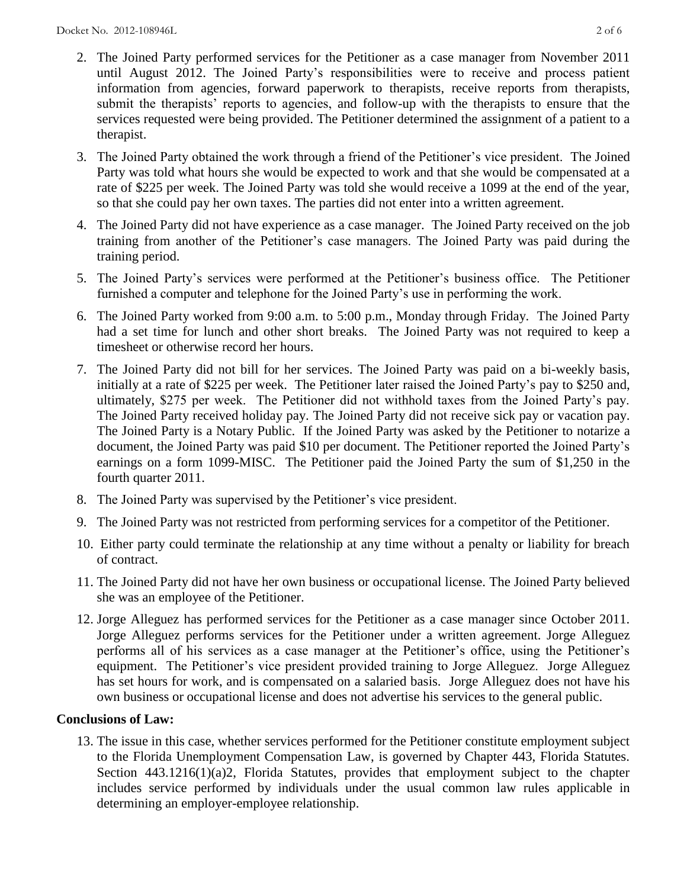2. The Joined Party performed services for the Petitioner as a case manager from November 2011 until August 2012. The Joined Party's responsibilities were to receive and process patient information from agencies, forward paperwork to therapists, receive reports from therapists, submit the therapists' reports to agencies, and follow-up with the therapists to ensure that the services requested were being provided. The Petitioner determined the assignment of a patient to a therapist.

3. The Joined Party obtained the work through a friend of the Petitioner's vice president. The Joined Party was told what hours she would be expected to work and that she would be compensated at a rate of $225 per week. The Joined Party was told she would receive a 1099 at the end of the year, so that she could pay her own taxes. The parties did not enter into a written agreement.

4. The Joined Party did not have experience as a case manager. The Joined Party received on the job training from another of the Petitioner's case managers. The Joined Party was paid during the training period.

5. The Joined Party's services were performed at the Petitioner's business office. The Petitioner furnished a computer and telephone for the Joined Party's use in performing the work.

6. The Joined Party worked from 9:00 a.m. to 5:00 p.m., Monday through Friday. The Joined Party had a set time for lunch and other short breaks. The Joined Party was not required to keep a timesheet or otherwise record her hours.

7. The Joined Party did not bill for her services. The Joined Party was paid on a bi-weekly basis, initially at a rate of $225 per week. The Petitioner later raised the Joined Party's pay to $250 and, ultimately, $275 per week. The Petitioner did not withhold taxes from the Joined Party's pay. The Joined Party received holiday pay. The Joined Party did not receive sick pay or vacation pay. The Joined Party is a Notary Public. If the Joined Party was asked by the Petitioner to notarize a document, the Joined Party was paid $10 per document. The Petitioner reported the Joined Party's earnings on a form 1099-MISC. The Petitioner paid the Joined Party the sum of $1,250 in the fourth quarter 2011.

8. The Joined Party was supervised by the Petitioner's vice president.

9. The Joined Party was not restricted from performing services for a competitor of the Petitioner.

10. Either party could terminate the relationship at any time without a penalty or liability for breach of contract.

11. The Joined Party did not have her own business or occupational license. The Joined Party believed she was an employee of the Petitioner.

12. Jorge Alleguez has performed services for the Petitioner as a case manager since October 2011. Jorge Alleguez performs services for the Petitioner under a written agreement. Jorge Alleguez performs all of his services as a case manager at the Petitioner's office, using the Petitioner's equipment. The Petitioner's vice president provided training to Jorge Alleguez. Jorge Alleguez has set hours for work, and is compensated on a salaried basis. Jorge Alleguez does not have his own business or occupational license and does not advertise his services to the general public.

**Conclusions of Law:**

13. The issue in this case, whether services performed for the Petitioner constitute employment subject to the Florida Unemployment Compensation Law, is governed by Chapter 443, Florida Statutes. Section 443.1216(1)(a)2, Florida Statutes, provides that employment subject to the chapter includes service performed by individuals under the usual common law rules applicable in determining an employer-employee relationship.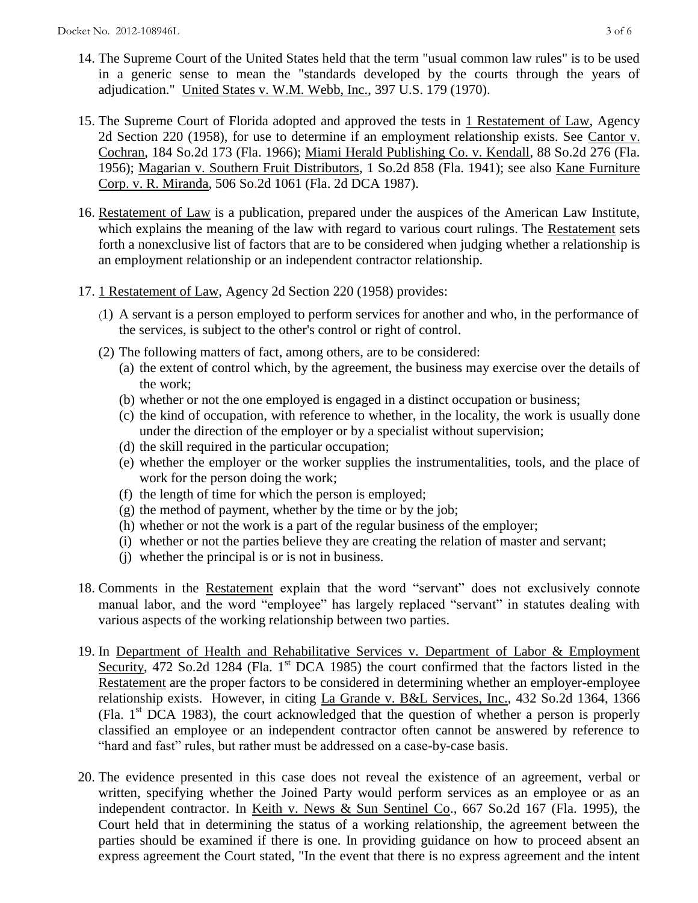14. The Supreme Court of the United States held that the term "usual common law rules" is to be used in a generic sense to mean the "standards developed by the courts through the years of adjudication." United States v. W.M. Webb, Inc., 397 U.S. 179 (1970).

15. The Supreme Court of Florida adopted and approved the tests in 1 Restatement of Law, Agency 2d Section 220 (1958), for use to determine if an employment relationship exists. See Cantor v. Cochran, 184 So.2d 173 (Fla. 1966); Miami Herald Publishing Co. v. Kendall, 88 So.2d 276 (Fla. 1956); Magarian v. Southern Fruit Distributors, 1 So.2d 858 (Fla. 1941); see also Kane Furniture Corp. v. R. Miranda, 506 So.2d 1061 (Fla. 2d DCA 1987).

16. Restatement of Law is a publication, prepared under the auspices of the American Law Institute, which explains the meaning of the law with regard to various court rulings. The Restatement sets forth a nonexclusive list of factors that are to be considered when judging whether a relationship is an employment relationship or an independent contractor relationship.

17. 1 Restatement of Law, Agency 2d Section 220 (1958) provides:
    (1) A servant is a person employed to perform services for another and who, in the performance of the services, is subject to the other's control or right of control.
    (2) The following matters of fact, among others, are to be considered:
        (a) the extent of control which, by the agreement, the business may exercise over the details of the work;
        (b) whether or not the one employed is engaged in a distinct occupation or business;
        (c) the kind of occupation, with reference to whether, in the locality, the work is usually done under the direction of the employer or by a specialist without supervision;
        (d) the skill required in the particular occupation;
        (e) whether the employer or the worker supplies the instrumentalities, tools, and the place of work for the person doing the work;
        (f) the length of time for which the person is employed;
        (g) the method of payment, whether by the time or by the job;
        (h) whether or not the work is a part of the regular business of the employer;
        (i) whether or not the parties believe they are creating the relation of master and servant;
        (j) whether the principal is or is not in business.

18. Comments in the Restatement explain that the word "servant" does not exclusively connote manual labor, and the word "employee" has largely replaced "servant" in statutes dealing with various aspects of the working relationship between two parties.

19. In Department of Health and Rehabilitative Services v. Department of Labor & Employment Security, 472 So.2d 1284 (Fla. 1st DCA 1985) the court confirmed that the factors listed in the Restatement are the proper factors to be considered in determining whether an employer-employee relationship exists. However, in citing La Grande v. B&L Services, Inc., 432 So.2d 1364, 1366 (Fla. 1st DCA 1983), the court acknowledged that the question of whether a person is properly classified an employee or an independent contractor often cannot be answered by reference to "hard and fast" rules, but rather must be addressed on a case-by-case basis.

20. The evidence presented in this case does not reveal the existence of an agreement, verbal or written, specifying whether the Joined Party would perform services as an employee or as an independent contractor. In Keith v. News & Sun Sentinel Co., 667 So.2d 167 (Fla. 1995), the Court held that in determining the status of a working relationship, the agreement between the parties should be examined if there is one. In providing guidance on how to proceed absent an express agreement the Court stated, "In the event that there is no express agreement and the intent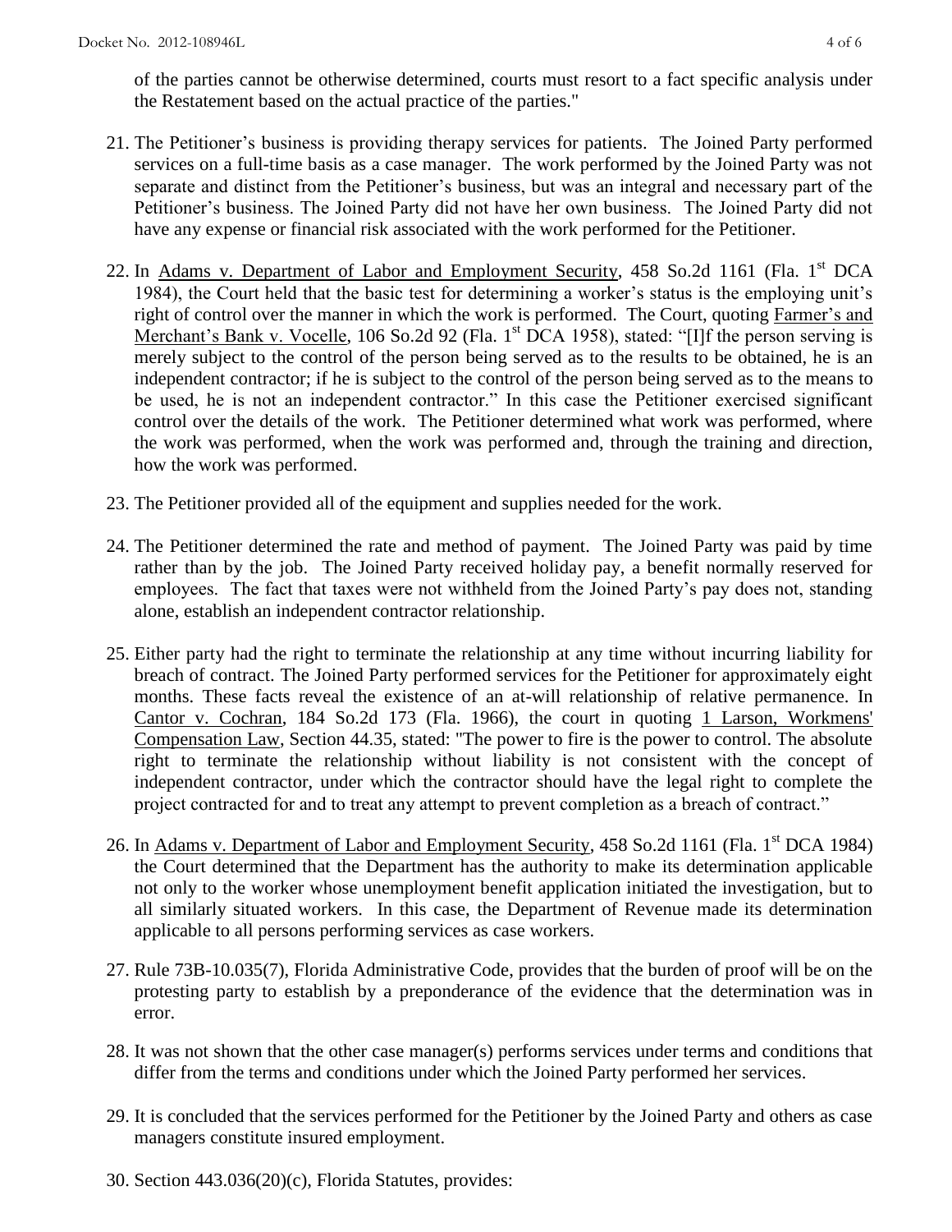of the parties cannot be otherwise determined, courts must resort to a fact specific analysis under the Restatement based on the actual practice of the parties."

21. The Petitioner's business is providing therapy services for patients. The Joined Party performed services on a full-time basis as a case manager. The work performed by the Joined Party was not separate and distinct from the Petitioner's business, but was an integral and necessary part of the Petitioner's business. The Joined Party did not have her own business. The Joined Party did not have any expense or financial risk associated with the work performed for the Petitioner.

22. In Adams v. Department of Labor and Employment Security, 458 So.2d 1161 (Fla. 1st DCA 1984), the Court held that the basic test for determining a worker's status is the employing unit's right of control over the manner in which the work is performed. The Court, quoting Farmer's and Merchant's Bank v. Vocelle, 106 So.2d 92 (Fla. 1st DCA 1958), stated: "[I]f the person serving is merely subject to the control of the person being served as to the results to be obtained, he is an independent contractor; if he is subject to the control of the person being served as to the means to be used, he is not an independent contractor." In this case the Petitioner exercised significant control over the details of the work. The Petitioner determined what work was performed, where the work was performed, when the work was performed and, through the training and direction, how the work was performed.

23. The Petitioner provided all of the equipment and supplies needed for the work.

24. The Petitioner determined the rate and method of payment. The Joined Party was paid by time rather than by the job. The Joined Party received holiday pay, a benefit normally reserved for employees. The fact that taxes were not withheld from the Joined Party's pay does not, standing alone, establish an independent contractor relationship.

25. Either party had the right to terminate the relationship at any time without incurring liability for breach of contract. The Joined Party performed services for the Petitioner for approximately eight months. These facts reveal the existence of an at-will relationship of relative permanence. In Cantor v. Cochran, 184 So.2d 173 (Fla. 1966), the court in quoting 1 Larson, Workmens' Compensation Law, Section 44.35, stated: "The power to fire is the power to control. The absolute right to terminate the relationship without liability is not consistent with the concept of independent contractor, under which the contractor should have the legal right to complete the project contracted for and to treat any attempt to prevent completion as a breach of contract."

26. In Adams v. Department of Labor and Employment Security, 458 So.2d 1161 (Fla. 1st DCA 1984) the Court determined that the Department has the authority to make its determination applicable not only to the worker whose unemployment benefit application initiated the investigation, but to all similarly situated workers. In this case, the Department of Revenue made its determination applicable to all persons performing services as case workers.

27. Rule 73B-10.035(7), Florida Administrative Code, provides that the burden of proof will be on the protesting party to establish by a preponderance of the evidence that the determination was in error.

28. It was not shown that the other case manager(s) performs services under terms and conditions that differ from the terms and conditions under which the Joined Party performed her services.

29. It is concluded that the services performed for the Petitioner by the Joined Party and others as case managers constitute insured employment.

30. Section 443.036(20)(c), Florida Statutes, provides: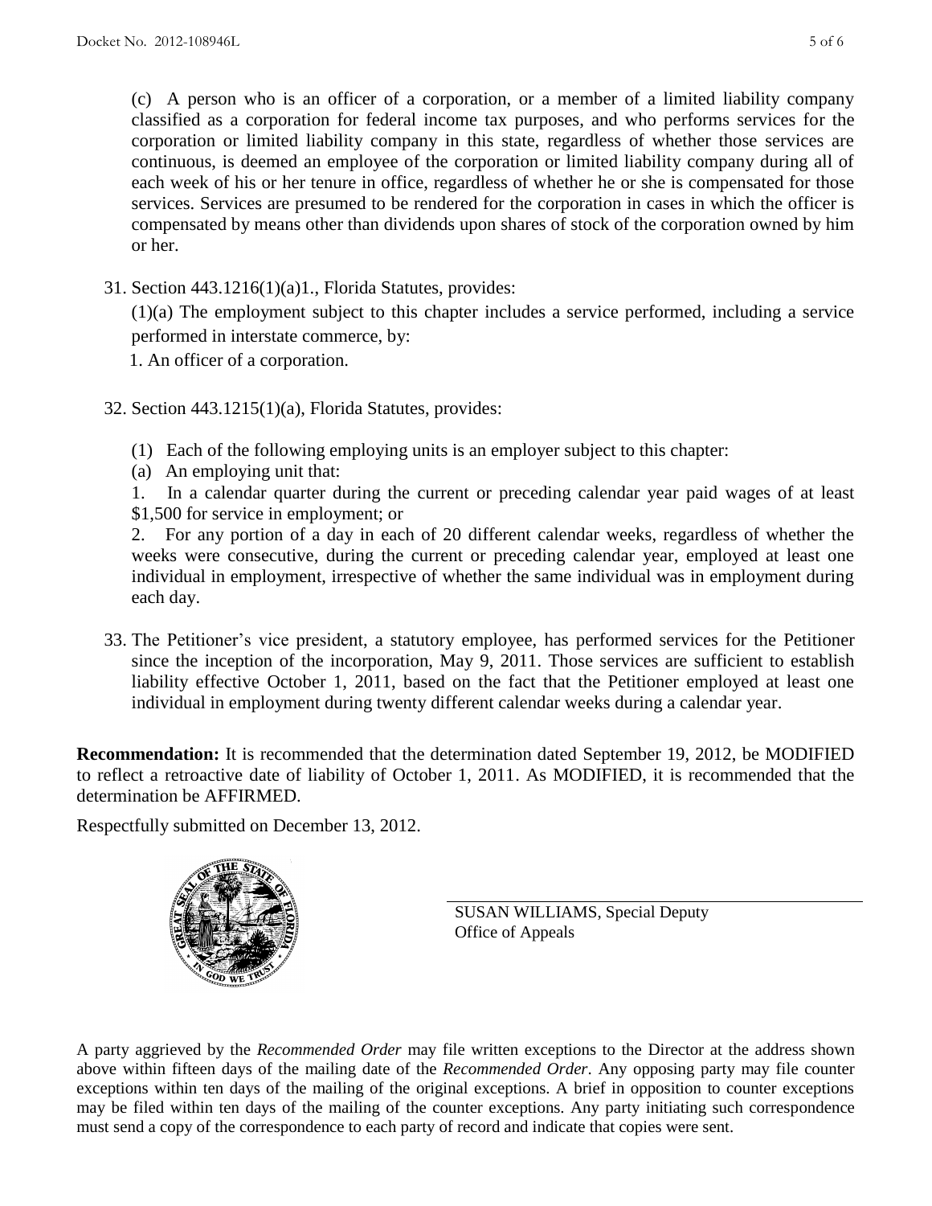(c) A person who is an officer of a corporation, or a member of a limited liability company classified as a corporation for federal income tax purposes, and who performs services for the corporation or limited liability company in this state, regardless of whether those services are continuous, is deemed an employee of the corporation or limited liability company during all of each week of his or her tenure in office, regardless of whether he or she is compensated for those services. Services are presumed to be rendered for the corporation in cases in which the officer is compensated by means other than dividends upon shares of stock of the corporation owned by him or her.

31. Section 443.1216(1)(a)1., Florida Statutes, provides:

    (1)(a) The employment subject to this chapter includes a service performed, including a service performed in interstate commerce, by:

    1. An officer of a corporation.

32. Section 443.1215(1)(a), Florida Statutes, provides:

    (1) Each of the following employing units is an employer subject to this chapter:

    (a) An employing unit that:

    1. In a calendar quarter during the current or preceding calendar year paid wages of at least $1,500 for service in employment; or

    2. For any portion of a day in each of 20 different calendar weeks, regardless of whether the weeks were consecutive, during the current or preceding calendar year, employed at least one individual in employment, irrespective of whether the same individual was in employment during each day.

33. The Petitioner's vice president, a statutory employee, has performed services for the Petitioner since the inception of the incorporation, May 9, 2011. Those services are sufficient to establish liability effective October 1, 2011, based on the fact that the Petitioner employed at least one individual in employment during twenty different calendar weeks during a calendar year.

**Recommendation:** It is recommended that the determination dated September 19, 2012, be MODIFIED to reflect a retroactive date of liability of October 1, 2011. As MODIFIED, it is recommended that the determination be AFFIRMED.

Respectfully submitted on December 13, 2012.

SUSAN WILLIAMS, Special Deputy
Office of Appeals

A party aggrieved by the *Recommended Order* may file written exceptions to the Director at the address shown above within fifteen days of the mailing date of the *Recommended Order*. Any opposing party may file counter exceptions within ten days of the mailing of the original exceptions. A brief in opposition to counter exceptions may be filed within ten days of the mailing of the counter exceptions. Any party initiating such correspondence must send a copy of the correspondence to each party of record and indicate that copies were sent.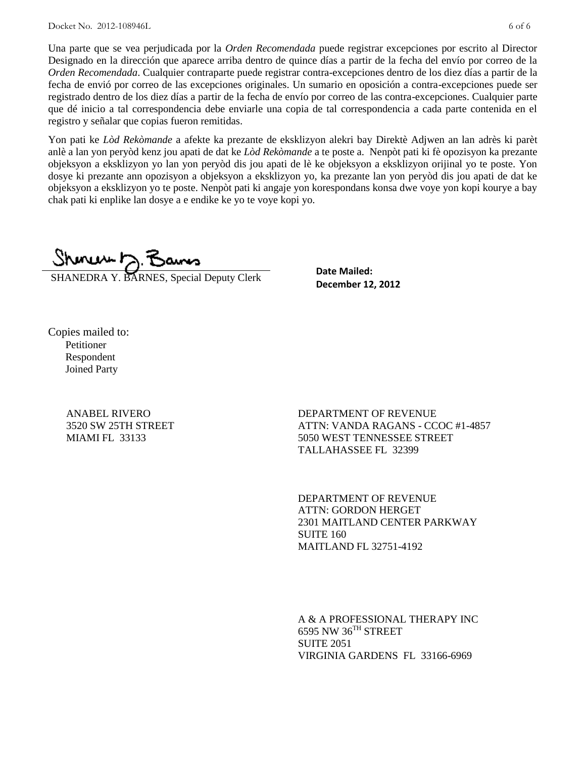Una parte que se vea perjudicada por la *Orden Recomendada* puede registrar excepciones por escrito al Director Designado en la dirección que aparece arriba dentro de quince días a partir de la fecha del envío por correo de la *Orden Recomendada*. Cualquier contraparte puede registrar contra-excepciones dentro de los diez días a partir de la fecha de envió por correo de las excepciones originales. Un sumario en oposición a contra-excepciones puede ser registrado dentro de los diez días a partir de la fecha de envío por correo de las contra-excepciones. Cualquier parte que dé inicio a tal correspondencia debe enviarle una copia de tal correspondencia a cada parte contenida en el registro y señalar que copias fueron remitidas.

Yon pati ke *Lòd Rekòmande* a afekte ka prezante de eksklizyon alekri bay Direktè Adjwen an lan adrès ki parèt anlè a lan yon peryòd kenz jou apati de dat ke *Lòd Rekòmande* a te poste a. Nenpòt pati ki fè opozisyon ka prezante objeksyon a eksklizyon yo lan yon peryòd dis jou apati de lè ke objeksyon a eksklizyon orijinal yo te poste. Yon dosye ki prezante ann opozisyon a objeksyon a eksklizyon yo, ka prezante lan yon peryòd dis jou apati de dat ke objeksyon a eksklizyon yo te poste. Nenpòt pati ki angaje yon korespondans konsa dwe voye yon kopi kourye a bay chak pati ki enplike lan dosye a e endike ke yo te voye kopi yo.

SHANEDRA Y. BARNES, Special Deputy Clerk

**Date Mailed:**
**December 12, 2012**

Copies mailed to:
Petitioner
Respondent
Joined Party

ANABEL RIVERO
3520 SW 25TH STREET
MIAMI FL 33133

DEPARTMENT OF REVENUE
ATTN: VANDA RAGANS - CCOC #1-4857
5050 WEST TENNESSEE STREET
TALLAHASSEE FL 32399

DEPARTMENT OF REVENUE
ATTN: GORDON HERGET
2301 MAITLAND CENTER PARKWAY
SUITE 160
MAITLAND FL 32751-4192

A & A PROFESSIONAL THERAPY INC
6595 NW 36TH STREET
SUITE 2051
VIRGINIA GARDENS FL 33166-6969